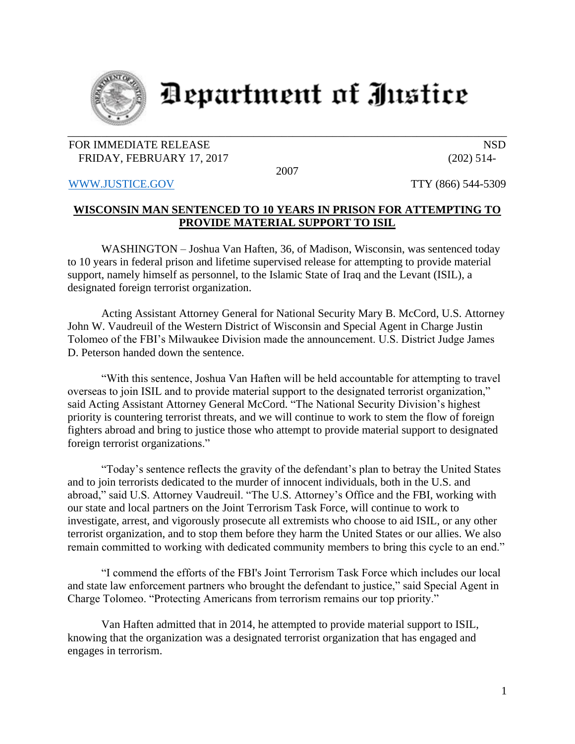# Department of Justice

FOR IMMEDIATE RELEASE
FRIDAY, FEBRUARY 17, 2017

NSD
(202) 514-2007

WWW.JUSTICE.GOV

TTY (866) 544-5309

**WISCONSIN MAN SENTENCED TO 10 YEARS IN PRISON FOR ATTEMPTING TO PROVIDE MATERIAL SUPPORT TO ISIL**

WASHINGTON – Joshua Van Haften, 36, of Madison, Wisconsin, was sentenced today to 10 years in federal prison and lifetime supervised release for attempting to provide material support, namely himself as personnel, to the Islamic State of Iraq and the Levant (ISIL), a designated foreign terrorist organization.

Acting Assistant Attorney General for National Security Mary B. McCord, U.S. Attorney John W. Vaudreuil of the Western District of Wisconsin and Special Agent in Charge Justin Tolomeo of the FBI's Milwaukee Division made the announcement. U.S. District Judge James D. Peterson handed down the sentence.

"With this sentence, Joshua Van Haften will be held accountable for attempting to travel overseas to join ISIL and to provide material support to the designated terrorist organization," said Acting Assistant Attorney General McCord. "The National Security Division's highest priority is countering terrorist threats, and we will continue to work to stem the flow of foreign fighters abroad and bring to justice those who attempt to provide material support to designated foreign terrorist organizations."

"Today's sentence reflects the gravity of the defendant's plan to betray the United States and to join terrorists dedicated to the murder of innocent individuals, both in the U.S. and abroad," said U.S. Attorney Vaudreuil. "The U.S. Attorney's Office and the FBI, working with our state and local partners on the Joint Terrorism Task Force, will continue to work to investigate, arrest, and vigorously prosecute all extremists who choose to aid ISIL, or any other terrorist organization, and to stop them before they harm the United States or our allies. We also remain committed to working with dedicated community members to bring this cycle to an end."

"I commend the efforts of the FBI's Joint Terrorism Task Force which includes our local and state law enforcement partners who brought the defendant to justice," said Special Agent in Charge Tolomeo. "Protecting Americans from terrorism remains our top priority."

Van Haften admitted that in 2014, he attempted to provide material support to ISIL, knowing that the organization was a designated terrorist organization that has engaged and engages in terrorism.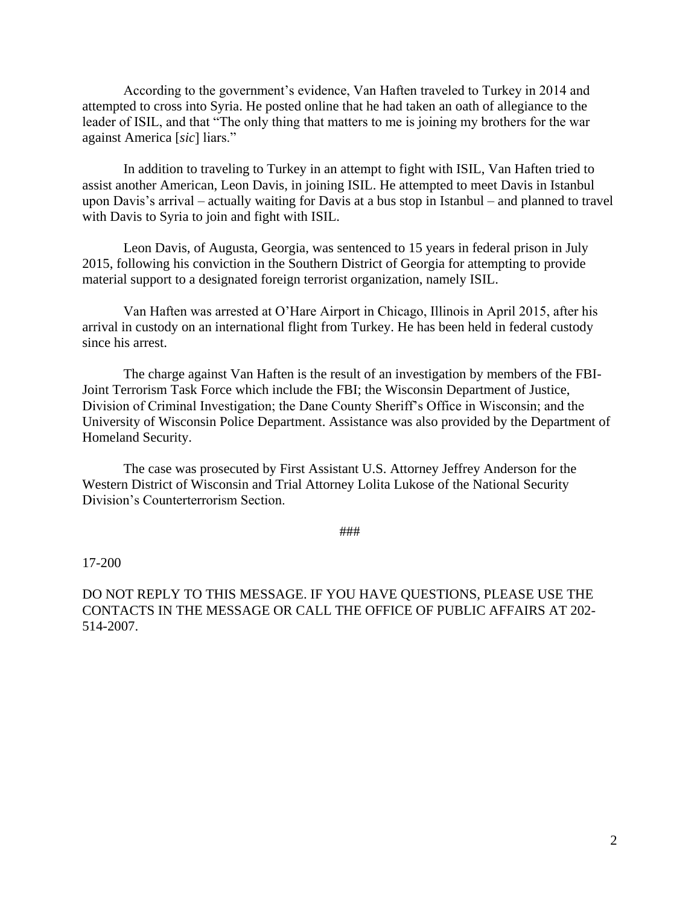According to the government's evidence, Van Haften traveled to Turkey in 2014 and attempted to cross into Syria. He posted online that he had taken an oath of allegiance to the leader of ISIL, and that "The only thing that matters to me is joining my brothers for the war against America [*sic*] liars."

In addition to traveling to Turkey in an attempt to fight with ISIL, Van Haften tried to assist another American, Leon Davis, in joining ISIL. He attempted to meet Davis in Istanbul upon Davis's arrival – actually waiting for Davis at a bus stop in Istanbul – and planned to travel with Davis to Syria to join and fight with ISIL.

Leon Davis, of Augusta, Georgia, was sentenced to 15 years in federal prison in July 2015, following his conviction in the Southern District of Georgia for attempting to provide material support to a designated foreign terrorist organization, namely ISIL.

Van Haften was arrested at O'Hare Airport in Chicago, Illinois in April 2015, after his arrival in custody on an international flight from Turkey. He has been held in federal custody since his arrest.

The charge against Van Haften is the result of an investigation by members of the FBI-Joint Terrorism Task Force which include the FBI; the Wisconsin Department of Justice, Division of Criminal Investigation; the Dane County Sheriff's Office in Wisconsin; and the University of Wisconsin Police Department. Assistance was also provided by the Department of Homeland Security.

The case was prosecuted by First Assistant U.S. Attorney Jeffrey Anderson for the Western District of Wisconsin and Trial Attorney Lolita Lukose of the National Security Division's Counterterrorism Section.

###

17-200

DO NOT REPLY TO THIS MESSAGE. IF YOU HAVE QUESTIONS, PLEASE USE THE CONTACTS IN THE MESSAGE OR CALL THE OFFICE OF PUBLIC AFFAIRS AT 202-514-2007.